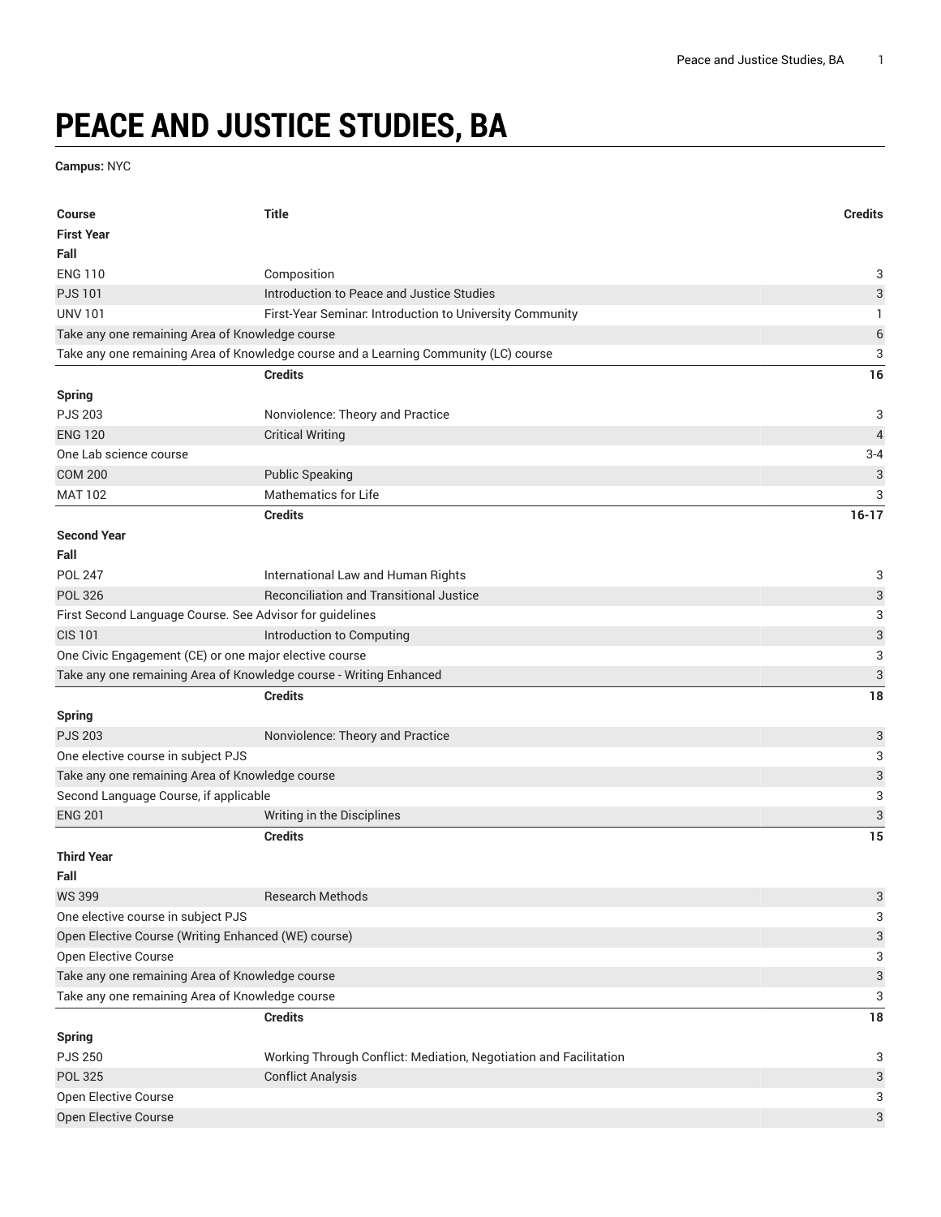# PEACE AND JUSTICE STUDIES, BA

**Campus:** NYC

| Course | Title | Credits |
|---|---|---|
| **First Year** | | |
| **Fall** | | |
| ENG 110 | Composition | 3 |
| PJS 101 | Introduction to Peace and Justice Studies | 3 |
| UNV 101 | First-Year Seminar: Introduction to University Community | 1 |
| Take any one remaining Area of Knowledge course | | 6 |
| Take any one remaining Area of Knowledge course and a Learning Community (LC) course | | 3 |
| | **Credits** | **16** |
| **Spring** | | |
| PJS 203 | Nonviolence: Theory and Practice | 3 |
| ENG 120 | Critical Writing | 4 |
| One Lab science course | | 3-4 |
| COM 200 | Public Speaking | 3 |
| MAT 102 | Mathematics for Life | 3 |
| | **Credits** | **16-17** |
| **Second Year** | | |
| **Fall** | | |
| POL 247 | International Law and Human Rights | 3 |
| POL 326 | Reconciliation and Transitional Justice | 3 |
| First Second Language Course. See Advisor for guidelines | | 3 |
| CIS 101 | Introduction to Computing | 3 |
| One Civic Engagement (CE) or one major elective course | | 3 |
| Take any one remaining Area of Knowledge course - Writing Enhanced | | 3 |
| | **Credits** | **18** |
| **Spring** | | |
| PJS 203 | Nonviolence: Theory and Practice | 3 |
| One elective course in subject PJS | | 3 |
| Take any one remaining Area of Knowledge course | | 3 |
| Second Language Course, if applicable | | 3 |
| ENG 201 | Writing in the Disciplines | 3 |
| | **Credits** | **15** |
| **Third Year** | | |
| **Fall** | | |
| WS 399 | Research Methods | 3 |
| One elective course in subject PJS | | 3 |
| Open Elective Course (Writing Enhanced (WE) course) | | 3 |
| Open Elective Course | | 3 |
| Take any one remaining Area of Knowledge course | | 3 |
| Take any one remaining Area of Knowledge course | | 3 |
| | **Credits** | **18** |
| **Spring** | | |
| PJS 250 | Working Through Conflict: Mediation, Negotiation and Facilitation | 3 |
| POL 325 | Conflict Analysis | 3 |
| Open Elective Course | | 3 |
| Open Elective Course | | 3 |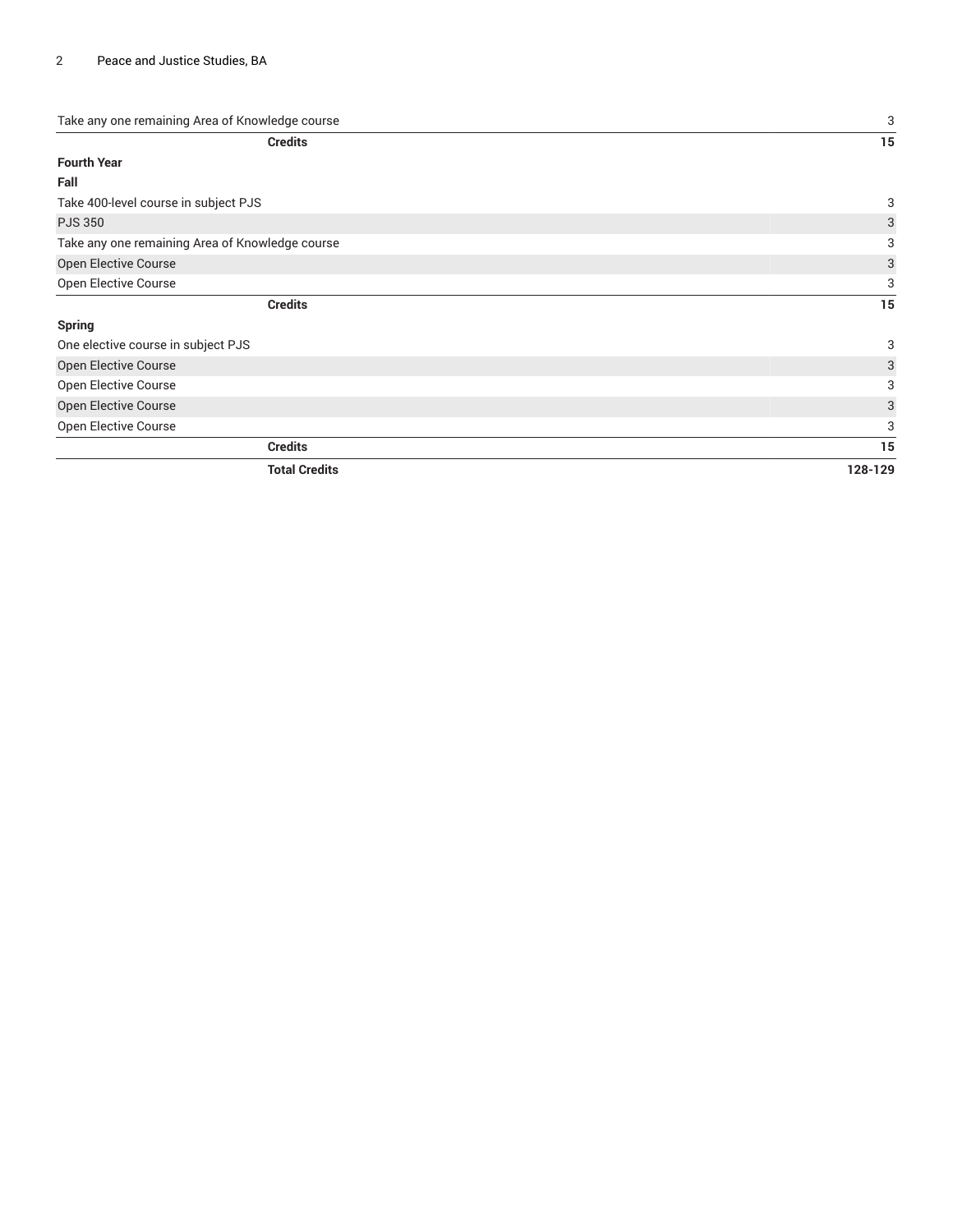| | |
|---|---|
| Take any one remaining Area of Knowledge course | 3 |
| **Credits** | **15** |
| **Fourth Year** | |
| **Fall** | |
| Take 400-level course in subject PJS | 3 |
| PJS 350 | 3 |
| Take any one remaining Area of Knowledge course | 3 |
| Open Elective Course | 3 |
| Open Elective Course | 3 |
| **Credits** | **15** |
| **Spring** | |
| One elective course in subject PJS | 3 |
| Open Elective Course | 3 |
| Open Elective Course | 3 |
| Open Elective Course | 3 |
| Open Elective Course | 3 |
| **Credits** | **15** |
| **Total Credits** | **128-129** |